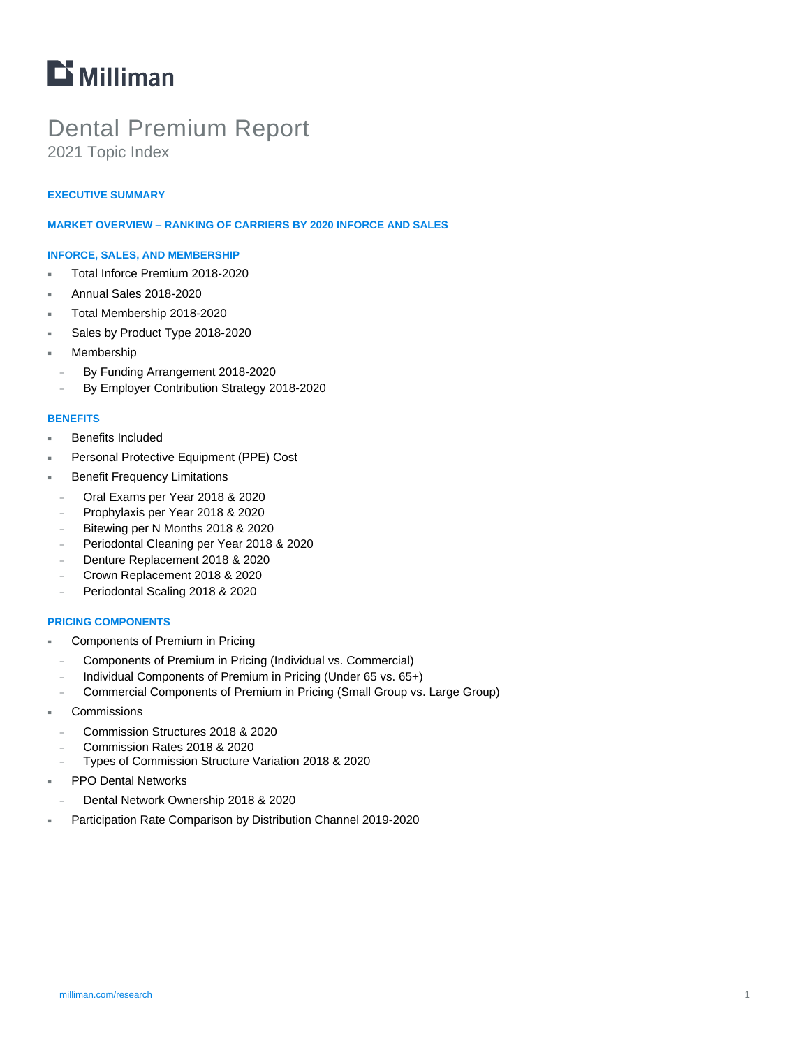Milliman

# Dental Premium Report

## 2021 Topic Index

### EXECUTIVE SUMMARY

### MARKET OVERVIEW – RANKING OF CARRIERS BY 2020 INFORCE AND SALES

### INFORCE, SALES, AND MEMBERSHIP

- Total Inforce Premium 2018-2020
- Annual Sales 2018-2020
- Total Membership 2018-2020
- Sales by Product Type 2018-2020
- Membership
  - By Funding Arrangement 2018-2020
  - By Employer Contribution Strategy 2018-2020

### BENEFITS

- Benefits Included
- Personal Protective Equipment (PPE) Cost
- Benefit Frequency Limitations
  - Oral Exams per Year 2018 & 2020
  - Prophylaxis per Year 2018 & 2020
  - Bitewing per N Months 2018 & 2020
  - Periodontal Cleaning per Year 2018 & 2020
  - Denture Replacement 2018 & 2020
  - Crown Replacement 2018 & 2020
  - Periodontal Scaling 2018 & 2020

### PRICING COMPONENTS

- Components of Premium in Pricing
  - Components of Premium in Pricing (Individual vs. Commercial)
  - Individual Components of Premium in Pricing (Under 65 vs. 65+)
  - Commercial Components of Premium in Pricing (Small Group vs. Large Group)
- Commissions
  - Commission Structures 2018 & 2020
  - Commission Rates 2018 & 2020
  - Types of Commission Structure Variation 2018 & 2020
- PPO Dental Networks
  - Dental Network Ownership 2018 & 2020
- Participation Rate Comparison by Distribution Channel 2019-2020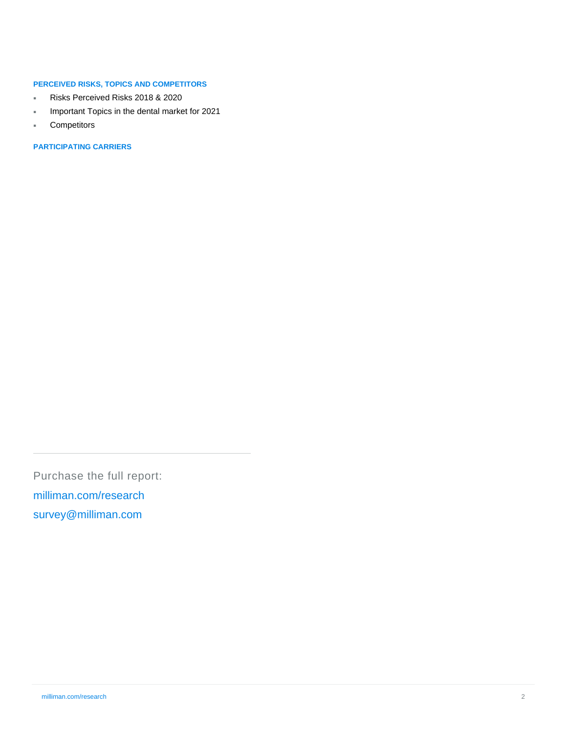**PERCEIVED RISKS, TOPICS AND COMPETITORS**

- Risks Perceived Risks 2018 & 2020
- Important Topics in the dental market for 2021
- Competitors

**PARTICIPATING CARRIERS**

---

Purchase the full report:

milliman.com/research

survey@milliman.com